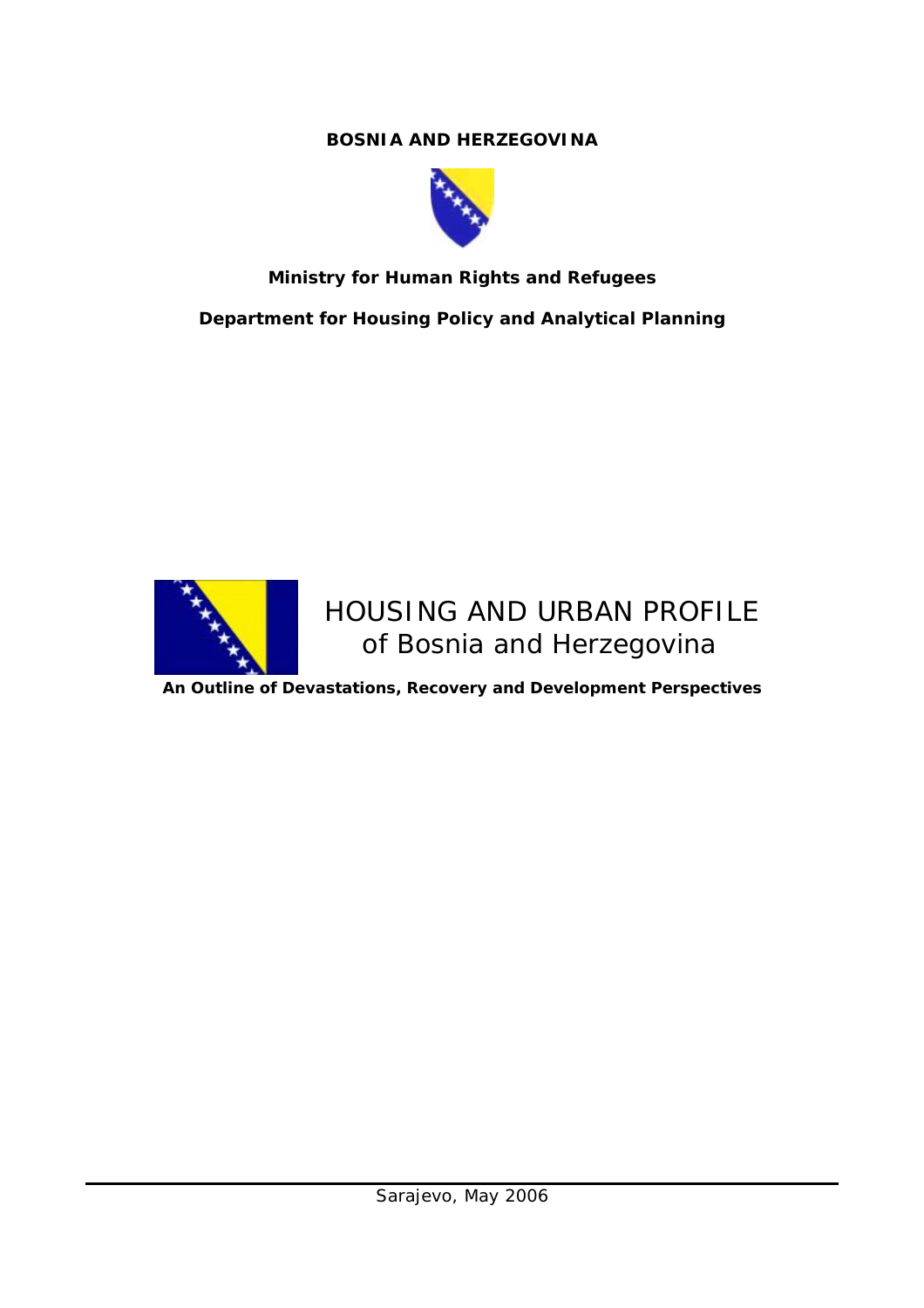**BOSNIA AND HERZEGOVINA**

**Ministry for Human Rights and Refugees**

**Department for Housing Policy and Analytical Planning**

# HOUSING AND URBAN PROFILE of Bosnia and Herzegovina

**An Outline of Devastations, Recovery and Development Perspectives**

Sarajevo, May 2006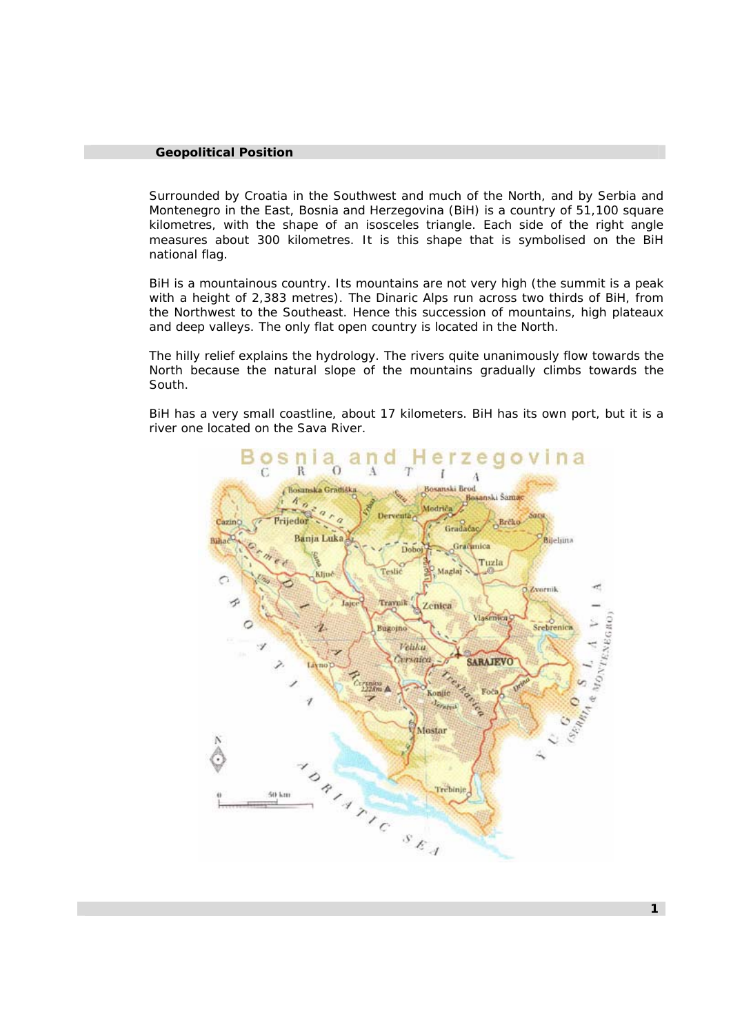## Geopolitical Position

Surrounded by Croatia in the Southwest and much of the North, and by Serbia and Montenegro in the East, Bosnia and Herzegovina (BiH) is a country of 51,100 square kilometres, with the shape of an isosceles triangle. Each side of the right angle measures about 300 kilometres. It is this shape that is symbolised on the BiH national flag.

BiH is a mountainous country. Its mountains are not very high (the summit is a peak with a height of 2,383 metres). The Dinaric Alps run across two thirds of BiH, from the Northwest to the Southeast. Hence this succession of mountains, high plateaux and deep valleys. The only flat open country is located in the North.

The hilly relief explains the hydrology. The rivers quite unanimously flow towards the North because the natural slope of the mountains gradually climbs towards the South.

BiH has a very small coastline, about 17 kilometers. BiH has its own port, but it is a river one located on the Sava River.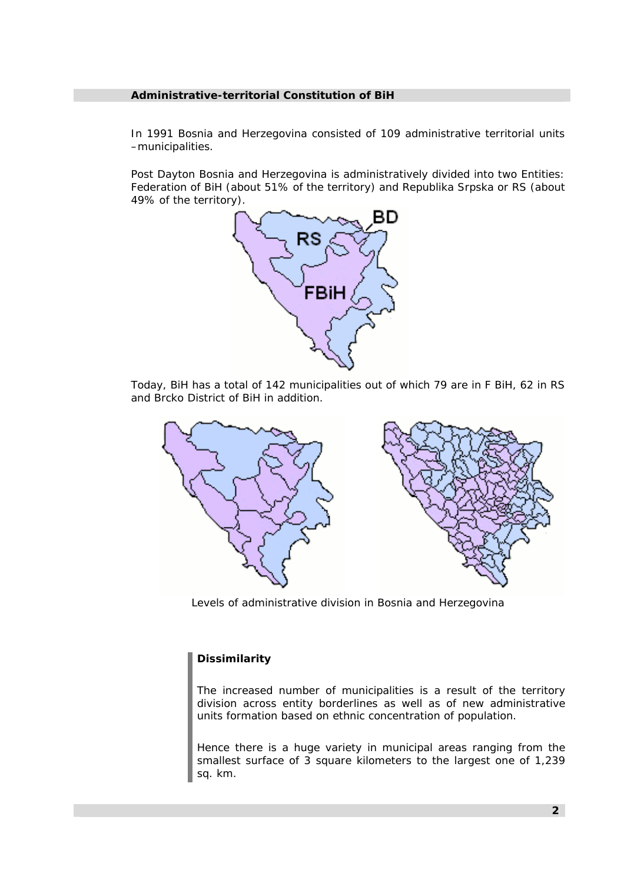## Administrative-territorial Constitution of BiH

In 1991 Bosnia and Herzegovina consisted of 109 administrative territorial units –municipalities.

Post Dayton Bosnia and Herzegovina is administratively divided into two Entities: Federation of BiH (about 51% of the territory) and Republika Srpska or RS (about 49% of the territory).

Today, BiH has a total of 142 municipalities out of which 79 are in F BiH, 62 in RS and Brcko District of BiH in addition.

Levels of administrative division in Bosnia and Herzegovina

**Dissimilarity**

The increased number of municipalities is a result of the territory division across entity borderlines as well as of new administrative units formation based on ethnic concentration of population.

Hence there is a huge variety in municipal areas ranging from the smallest surface of 3 square kilometers to the largest one of 1,239 sq. km.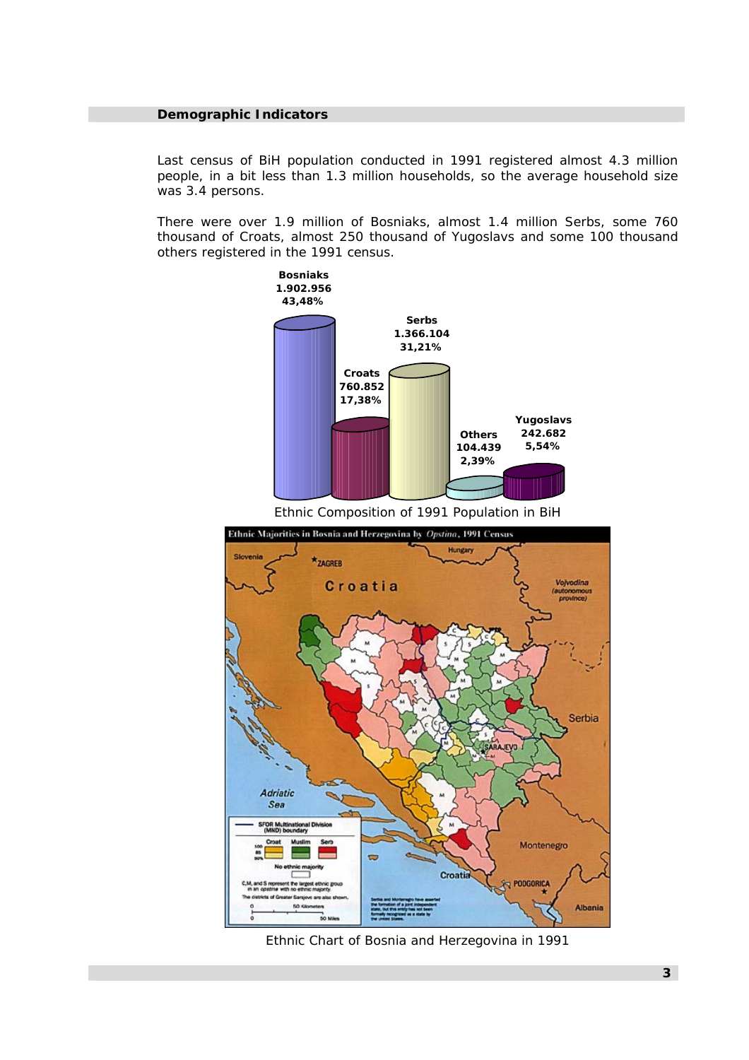## Demographic Indicators

Last census of BiH population conducted in 1991 registered almost 4.3 million people, in a bit less than 1.3 million households, so the average household size was 3.4 persons.

There were over 1.9 million of Bosniaks, almost 1.4 million Serbs, some 760 thousand of Croats, almost 250 thousand of Yugoslavs and some 100 thousand others registered in the 1991 census.

Ethnic Composition of 1991 Population in BiH

Ethnic Chart of Bosnia and Herzegovina in 1991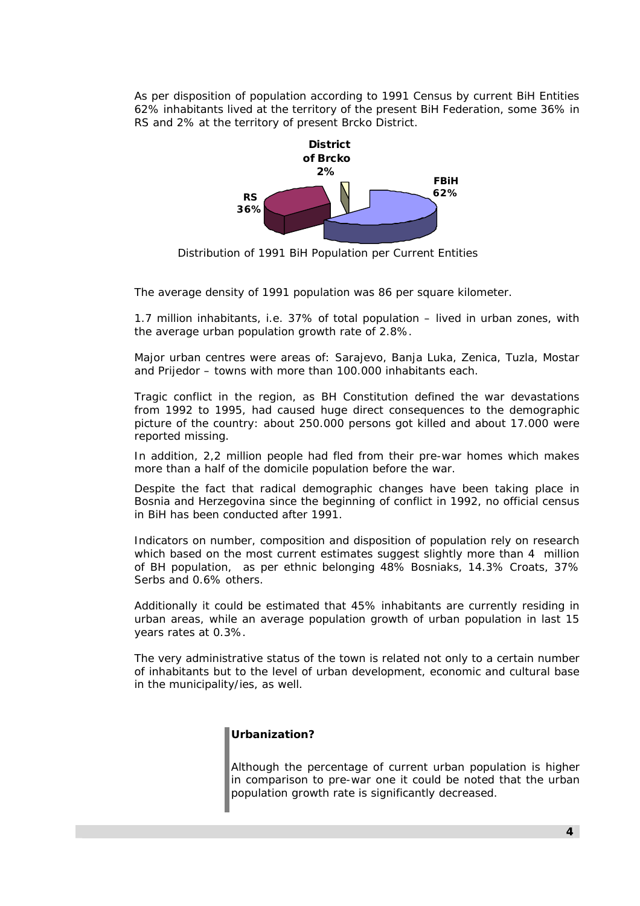As per disposition of population according to 1991 Census by current BiH Entities 62% inhabitants lived at the territory of the present BiH Federation, some 36% in RS and 2% at the territory of present Brcko District.

Distribution of 1991 BiH Population per Current Entities

The average density of 1991 population was 86 per square kilometer.

1.7 million inhabitants, i.e. 37% of total population – lived in urban zones, with the average urban population growth rate of 2.8%.

Major urban centres were areas of: Sarajevo, Banja Luka, Zenica, Tuzla, Mostar and Prijedor – towns with more than 100.000 inhabitants each.

Tragic conflict in the region, as BH Constitution defined the war devastations from 1992 to 1995, had caused huge direct consequences to the demographic picture of the country: about 250.000 persons got killed and about 17.000 were reported missing.

In addition, 2,2 million people had fled from their pre-war homes which makes more than a half of the domicile population before the war.

Despite the fact that radical demographic changes have been taking place in Bosnia and Herzegovina since the beginning of conflict in 1992, no official census in BiH has been conducted after 1991.

Indicators on number, composition and disposition of population rely on research which based on the most current estimates suggest slightly more than 4 million of BH population, as per ethnic belonging 48% Bosniaks, 14.3% Croats, 37% Serbs and 0.6% others.

Additionally it could be estimated that 45% inhabitants are currently residing in urban areas, while an average population growth of urban population in last 15 years rates at 0.3%.

The very administrative status of the town is related not only to a certain number of inhabitants but to the level of urban development, economic and cultural base in the municipality/ies, as well.

**Urbanization?**

Although the percentage of current urban population is higher in comparison to pre-war one it could be noted that the urban population growth rate is significantly decreased.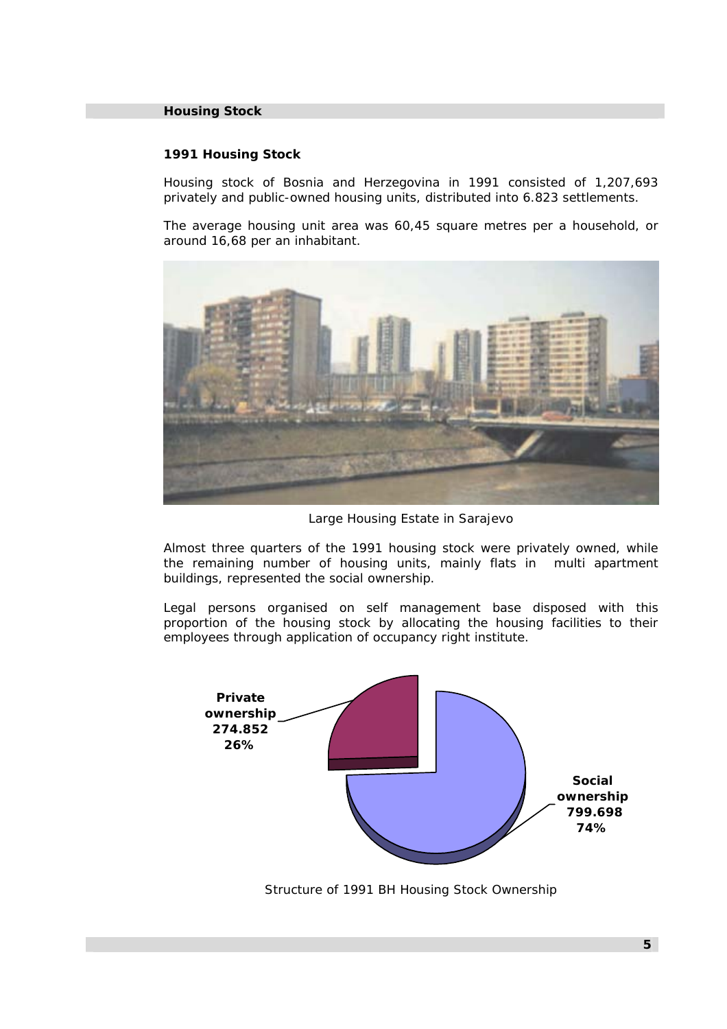## Housing Stock

### 1991 Housing Stock

Housing stock of Bosnia and Herzegovina in 1991 consisted of 1,207,693 privately and public-owned housing units, distributed into 6.823 settlements.

The average housing unit area was 60,45 square metres per a household, or around 16,68 per an inhabitant.

Large Housing Estate in Sarajevo

Almost three quarters of the 1991 housing stock were privately owned, while the remaining number of housing units, mainly flats in multi apartment buildings, represented the social ownership.

Legal persons organised on self management base disposed with this proportion of the housing stock by allocating the housing facilities to their employees through application of occupancy right institute.

**Private ownership 274.852 26%**

**Social ownership 799.698 74%**

Structure of 1991 BH Housing Stock Ownership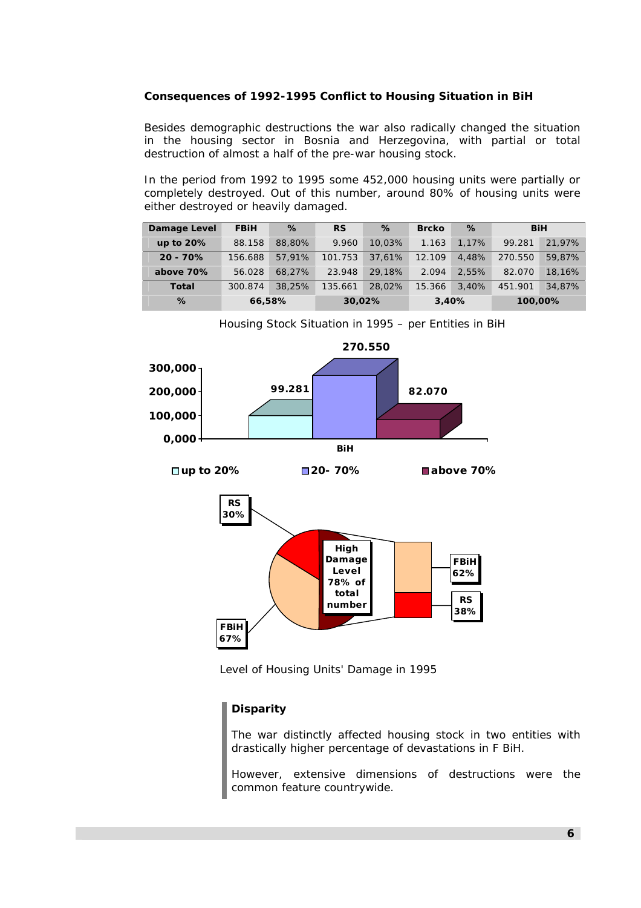**Consequences of 1992-1995 Conflict to Housing Situation in BiH**

Besides demographic destructions the war also radically changed the situation in the housing sector in Bosnia and Herzegovina, with partial or total destruction of almost a half of the pre-war housing stock.

In the period from 1992 to 1995 some 452,000 housing units were partially or completely destroyed. Out of this number, around 80% of housing units were either destroyed or heavily damaged.

| Damage Level | FBiH | % | RS | % | Brcko | % | BiH | |
|---|---|---|---|---|---|---|---|---|
| up to 20% | 88.158 | 88,80% | 9.960 | 10,03% | 1.163 | 1,17% | 99.281 | 21,97% |
| 20 - 70% | 156.688 | 57,91% | 101.753 | 37,61% | 12.109 | 4,48% | 270.550 | 59,87% |
| above 70% | 56.028 | 68,27% | 23.948 | 29,18% | 2.094 | 2,55% | 82.070 | 18,16% |
| Total | 300.874 | 38,25% | 135.661 | 28,02% | 15.366 | 3,40% | 451.901 | 34,87% |
| % | 66,58% | | 30,02% | | 3,40% | | 100,00% | |

Housing Stock Situation in 1995 – per Entities in BiH

Level of Housing Units' Damage in 1995

**Disparity**

The war distinctly affected housing stock in two entities with drastically higher percentage of devastations in F BiH.

However, extensive dimensions of destructions were the common feature countrywide.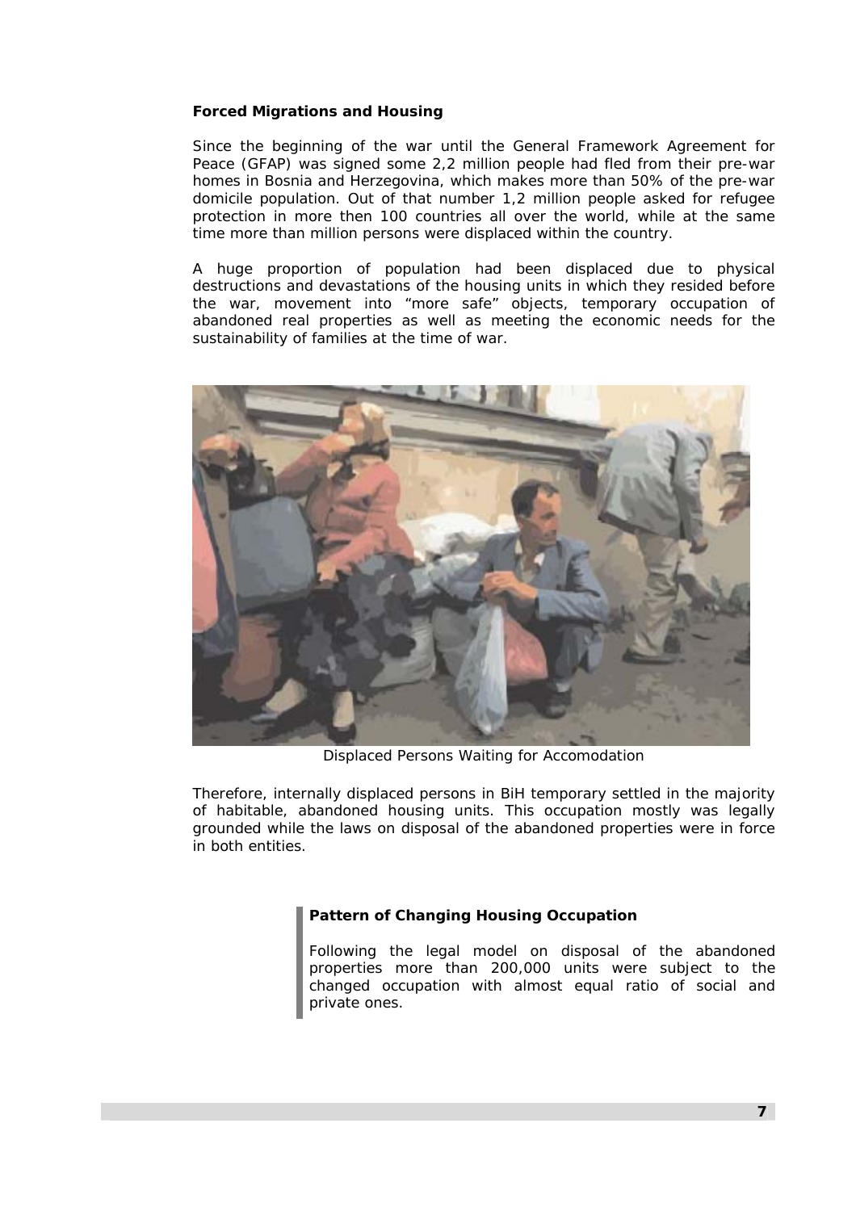### Forced Migrations and Housing

Since the beginning of the war until the General Framework Agreement for Peace (GFAP) was signed some 2,2 million people had fled from their pre-war homes in Bosnia and Herzegovina, which makes more than 50% of the pre-war domicile population. Out of that number 1,2 million people asked for refugee protection in more then 100 countries all over the world, while at the same time more than million persons were displaced within the country.

A huge proportion of population had been displaced due to physical destructions and devastations of the housing units in which they resided before the war, movement into "more safe" objects, temporary occupation of abandoned real properties as well as meeting the economic needs for the sustainability of families at the time of war.

Displaced Persons Waiting for Accomodation

Therefore, internally displaced persons in BiH temporary settled in the majority of habitable, abandoned housing units. This occupation mostly was legally grounded while the laws on disposal of the abandoned properties were in force in both entities.

> **Pattern of Changing Housing Occupation**
>
> Following the legal model on disposal of the abandoned properties more than 200,000 units were subject to the changed occupation with almost equal ratio of social and private ones.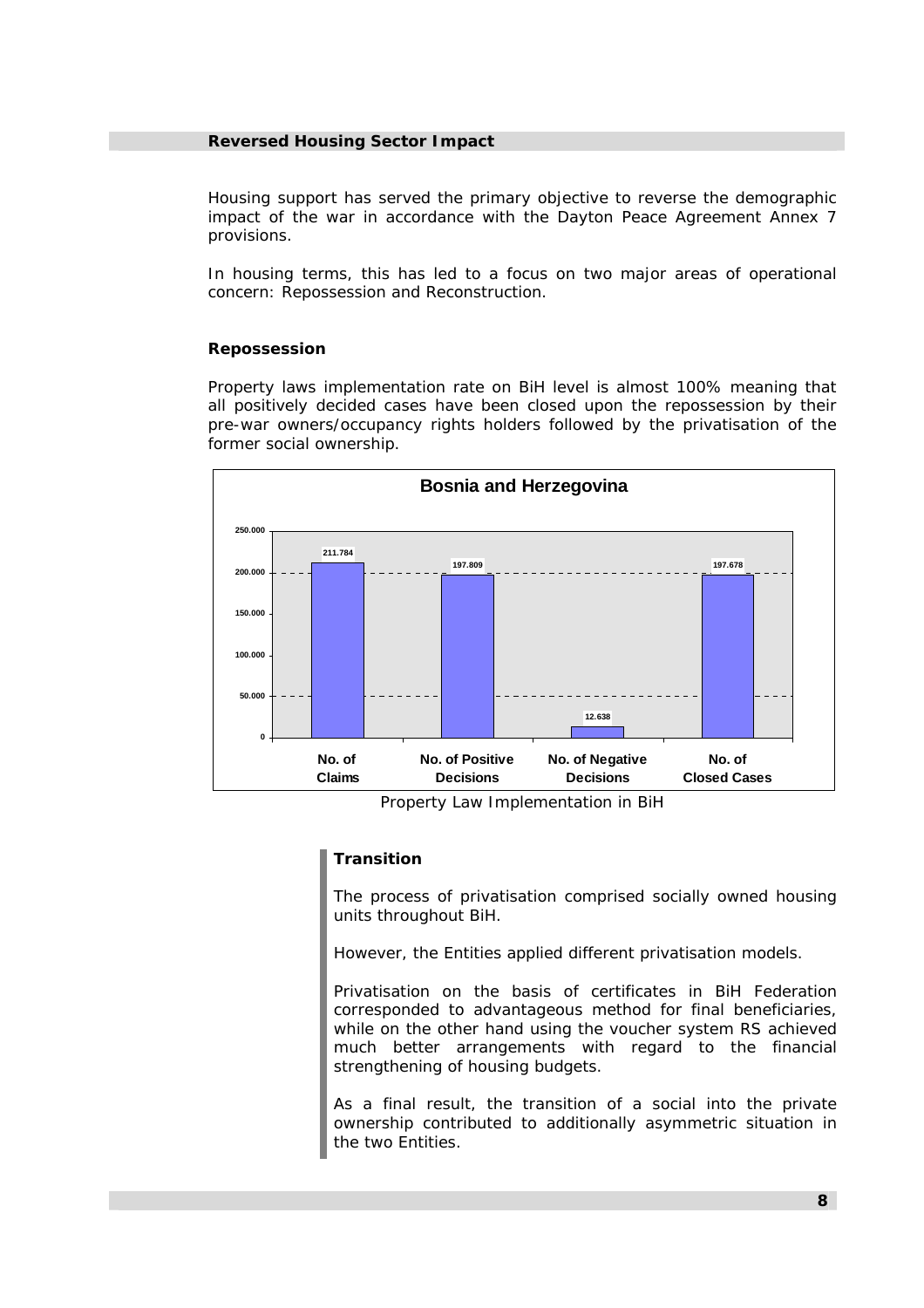## Reversed Housing Sector Impact

Housing support has served the primary objective to reverse the demographic impact of the war in accordance with the Dayton Peace Agreement Annex 7 provisions.

In housing terms, this has led to a focus on two major areas of operational concern: Repossession and Reconstruction.

### Repossession

Property laws implementation rate on BiH level is almost 100% meaning that all positively decided cases have been closed upon the repossession by their pre-war owners/occupancy rights holders followed by the privatisation of the former social ownership.

**Bosnia and Herzegovina**

| No. of Claims | No. of Positive Decisions | No. of Negative Decisions | No. of Closed Cases |
|---|---|---|---|
| 211.784 | 197.809 | 12.638 | 197.678 |

Property Law Implementation in BiH

### Transition

The process of privatisation comprised socially owned housing units throughout BiH.

However, the Entities applied different privatisation models.

Privatisation on the basis of certificates in BiH Federation corresponded to advantageous method for final beneficiaries, while on the other hand using the voucher system RS achieved much better arrangements with regard to the financial strengthening of housing budgets.

As a final result, the transition of a social into the private ownership contributed to additionally asymmetric situation in the two Entities.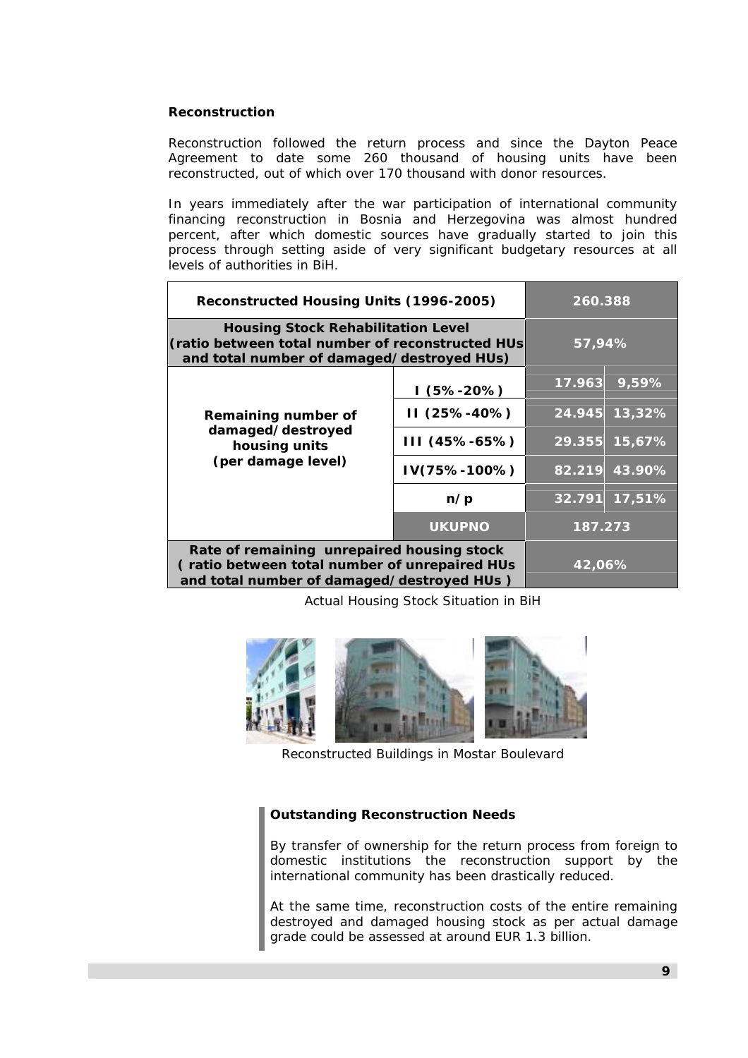**Reconstruction**

Reconstruction followed the return process and since the Dayton Peace Agreement to date some 260 thousand of housing units have been reconstructed, out of which over 170 thousand with donor resources.

In years immediately after the war participation of international community financing reconstruction in Bosnia and Herzegovina was almost hundred percent, after which domestic sources have gradually started to join this process through setting aside of very significant budgetary resources at all levels of authorities in BiH.

| Reconstructed Housing Units (1996-2005) | | 260.388 | |
|---|---|---|---|
| Housing Stock Rehabilitation Level (ratio between total number of reconstructed HUs and total number of damaged/destroyed HUs) | | 57,94% | |
| Remaining number of damaged/destroyed housing units (per damage level) | I (5%-20%) | 17.963 | 9,59% |
| | II (25%-40%) | 24.945 | 13,32% |
| | III (45%-65%) | 29.355 | 15,67% |
| | IV(75%-100%) | 82.219 | 43.90% |
| | n/p | 32.791 | 17,51% |
| | UKUPNO | 187.273 | |
| Rate of remaining unrepaired housing stock ( ratio between total number of unrepaired HUs and total number of damaged/destroyed HUs ) | | 42,06% | |

Actual Housing Stock Situation in BiH

Reconstructed Buildings in Mostar Boulevard

**Outstanding Reconstruction Needs**

By transfer of ownership for the return process from foreign to domestic institutions the reconstruction support by the international community has been drastically reduced.

At the same time, reconstruction costs of the entire remaining destroyed and damaged housing stock as per actual damage grade could be assessed at around EUR 1.3 billion.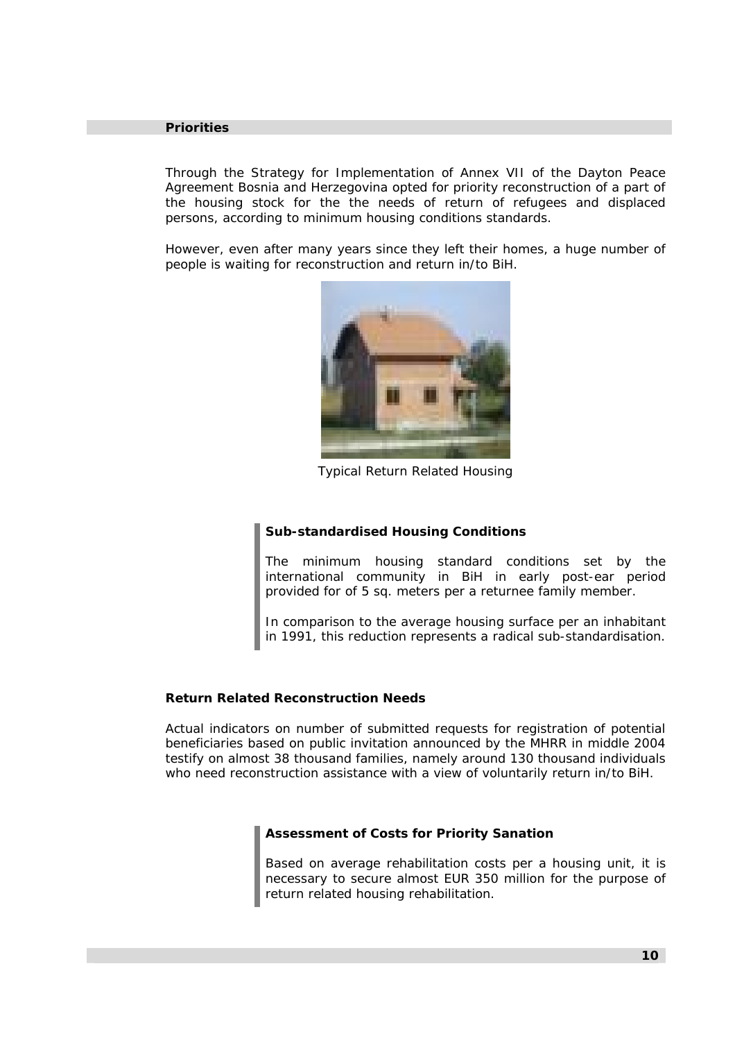## Priorities

Through the Strategy for Implementation of Annex VII of the Dayton Peace Agreement Bosnia and Herzegovina opted for priority reconstruction of a part of the housing stock for the the needs of return of refugees and displaced persons, according to minimum housing conditions standards.

However, even after many years since they left their homes, a huge number of people is waiting for reconstruction and return in/to BiH.

Typical Return Related Housing

### Sub-standardised Housing Conditions

The minimum housing standard conditions set by the international community in BiH in early post-ear period provided for of 5 sq. meters per a returnee family member.

In comparison to the average housing surface per an inhabitant in 1991, this reduction represents a radical sub-standardisation.

### Return Related Reconstruction Needs

Actual indicators on number of submitted requests for registration of potential beneficiaries based on public invitation announced by the MHRR in middle 2004 testify on almost 38 thousand families, namely around 130 thousand individuals who need reconstruction assistance with a view of voluntarily return in/to BiH.

### Assessment of Costs for Priority Sanation

Based on average rehabilitation costs per a housing unit, it is necessary to secure almost EUR 350 million for the purpose of return related housing rehabilitation.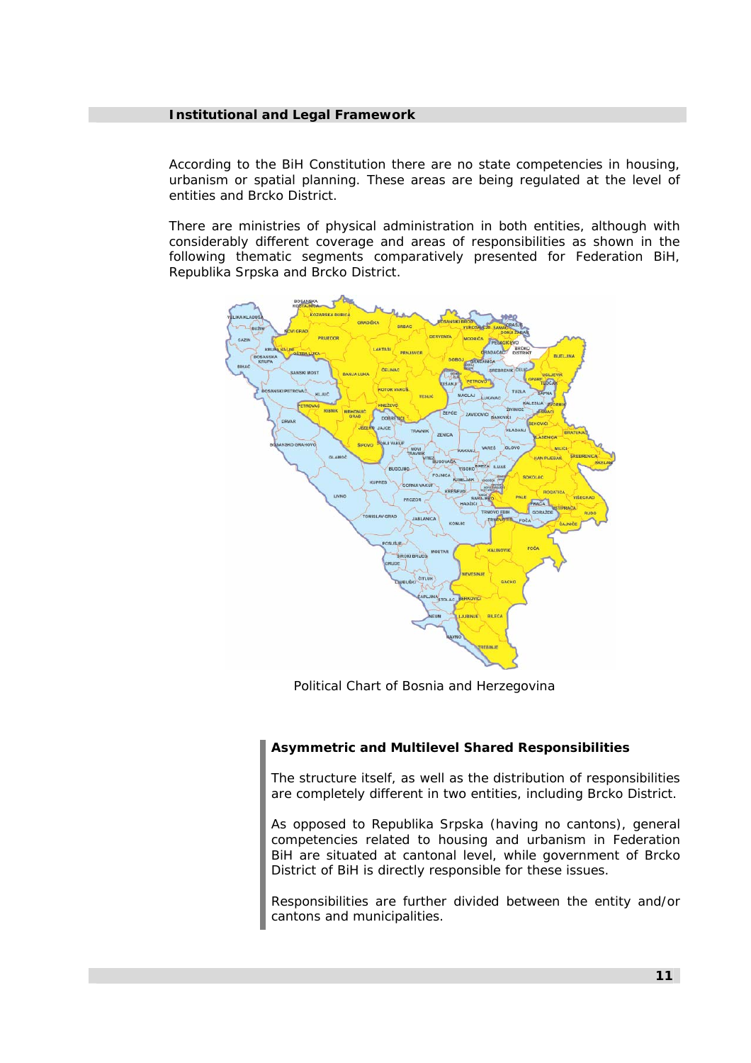## Institutional and Legal Framework

According to the BiH Constitution there are no state competencies in housing, urbanism or spatial planning. These areas are being regulated at the level of entities and Brcko District.

There are ministries of physical administration in both entities, although with considerably different coverage and areas of responsibilities as shown in the following thematic segments comparatively presented for Federation BiH, Republika Srpska and Brcko District.

Political Chart of Bosnia and Herzegovina

### Asymmetric and Multilevel Shared Responsibilities

The structure itself, as well as the distribution of responsibilities are completely different in two entities, including Brcko District.

As opposed to Republika Srpska (having no cantons), general competencies related to housing and urbanism in Federation BiH are situated at cantonal level, while government of Brcko District of BiH is directly responsible for these issues.

Responsibilities are further divided between the entity and/or cantons and municipalities.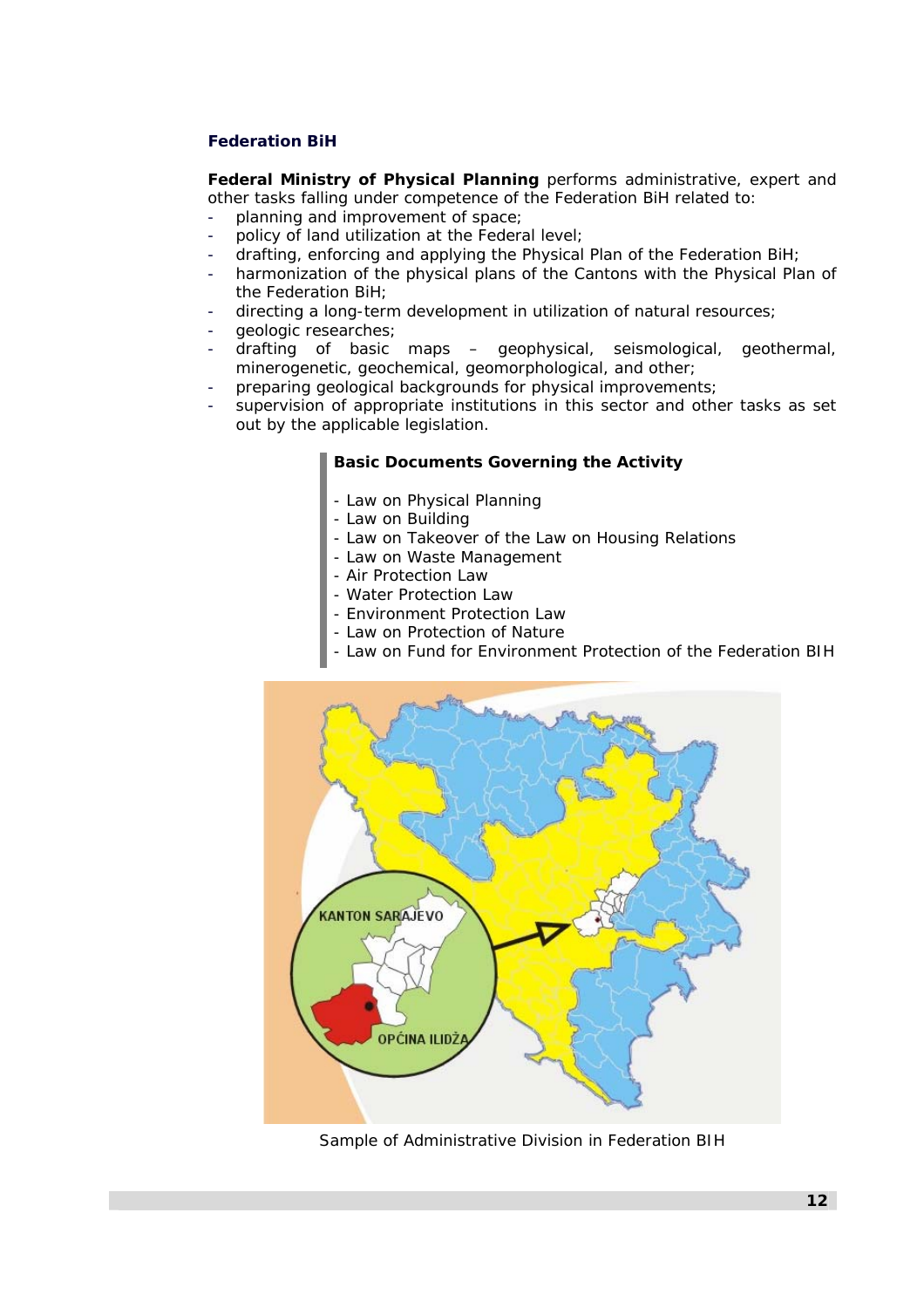## Federation BiH

**Federal Ministry of Physical Planning** performs administrative, expert and other tasks falling under competence of the Federation BiH related to:

- planning and improvement of space;
- policy of land utilization at the Federal level;
- drafting, enforcing and applying the Physical Plan of the Federation BiH;
- harmonization of the physical plans of the Cantons with the Physical Plan of the Federation BiH;
- directing a long-term development in utilization of natural resources;
- geologic researches;
- drafting of basic maps – geophysical, seismological, geothermal, minerogenetic, geochemical, geomorphological, and other;
- preparing geological backgrounds for physical improvements;
- supervision of appropriate institutions in this sector and other tasks as set out by the applicable legislation.

**Basic Documents Governing the Activity**

- Law on Physical Planning
- Law on Building
- Law on Takeover of the Law on Housing Relations
- Law on Waste Management
- Air Protection Law
- Water Protection Law
- Environment Protection Law
- Law on Protection of Nature
- Law on Fund for Environment Protection of the Federation BIH

Sample of Administrative Division in Federation BIH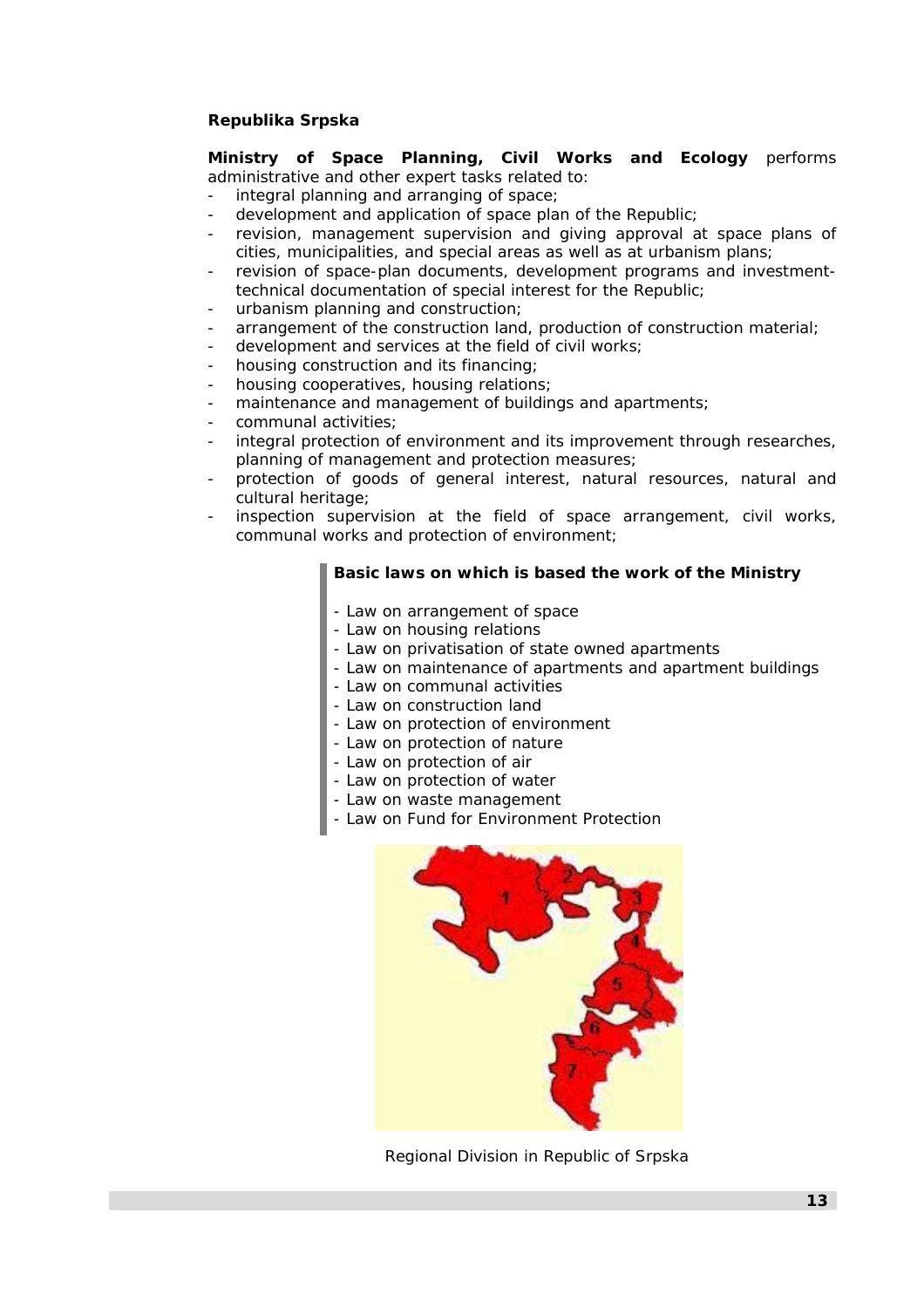**Republika Srpska**

**Ministry of Space Planning, Civil Works and Ecology** performs administrative and other expert tasks related to:

- integral planning and arranging of space;
- development and application of space plan of the Republic;
- revision, management supervision and giving approval at space plans of cities, municipalities, and special areas as well as at urbanism plans;
- revision of space-plan documents, development programs and investment-technical documentation of special interest for the Republic;
- urbanism planning and construction;
- arrangement of the construction land, production of construction material;
- development and services at the field of civil works;
- housing construction and its financing;
- housing cooperatives, housing relations;
- maintenance and management of buildings and apartments;
- communal activities;
- integral protection of environment and its improvement through researches, planning of management and protection measures;
- protection of goods of general interest, natural resources, natural and cultural heritage;
- inspection supervision at the field of space arrangement, civil works, communal works and protection of environment;

**Basic laws on which is based the work of the Ministry**

- Law on arrangement of space
- Law on housing relations
- Law on privatisation of state owned apartments
- Law on maintenance of apartments and apartment buildings
- Law on communal activities
- Law on construction land
- Law on protection of environment
- Law on protection of nature
- Law on protection of air
- Law on protection of water
- Law on waste management
- Law on Fund for Environment Protection

Regional Division in Republic of Srpska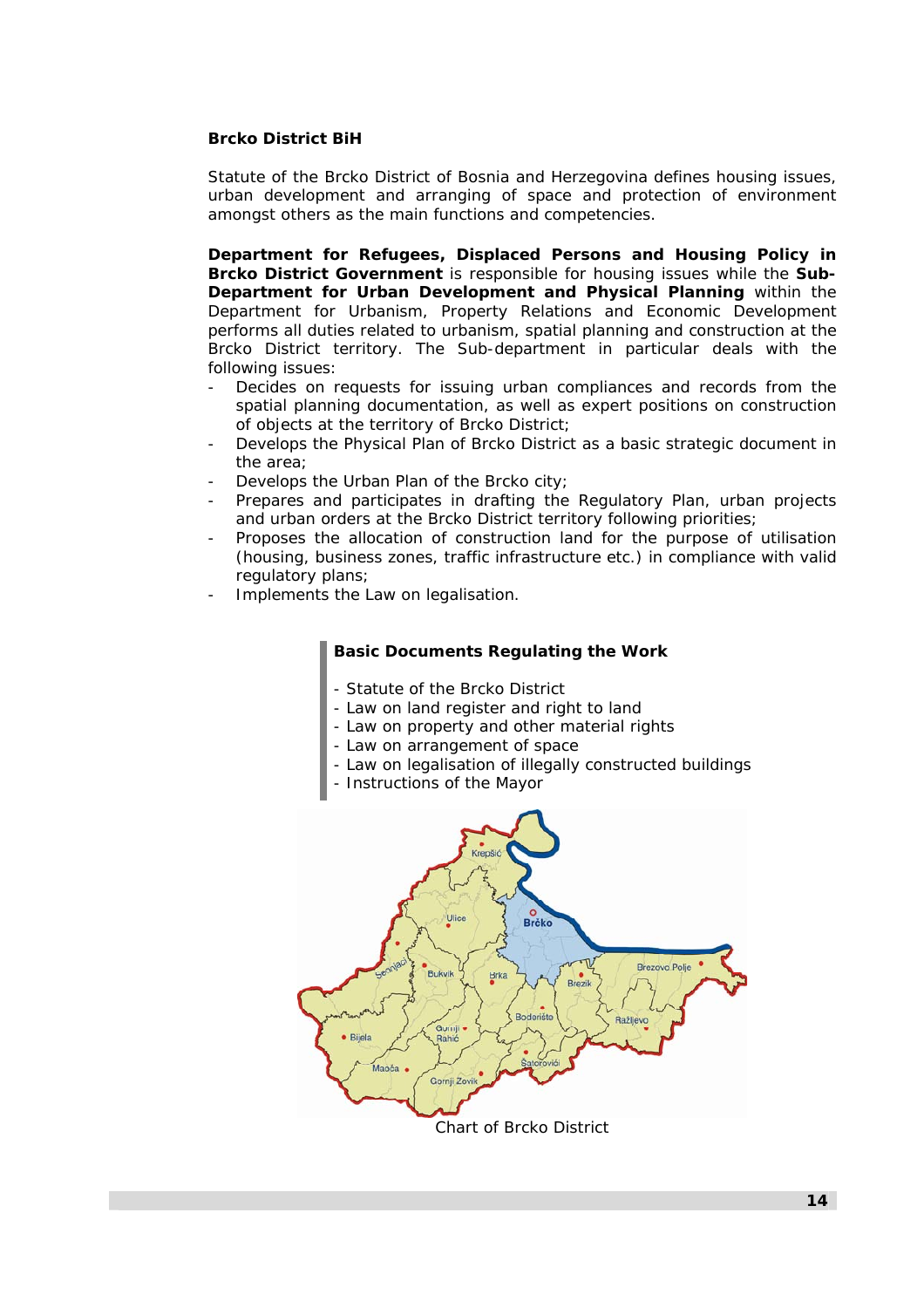**Brcko District BiH**

Statute of the Brcko District of Bosnia and Herzegovina defines housing issues, urban development and arranging of space and protection of environment amongst others as the main functions and competencies.

**Department for Refugees, Displaced Persons and Housing Policy in Brcko District Government** is responsible for housing issues while the **Sub-Department for Urban Development and Physical Planning** within the Department for Urbanism, Property Relations and Economic Development performs all duties related to urbanism, spatial planning and construction at the Brcko District territory. The Sub-department in particular deals with the following issues:

- Decides on requests for issuing urban compliances and records from the spatial planning documentation, as well as expert positions on construction of objects at the territory of Brcko District;
- Develops the Physical Plan of Brcko District as a basic strategic document in the area;
- Develops the Urban Plan of the Brcko city;
- Prepares and participates in drafting the Regulatory Plan, urban projects and urban orders at the Brcko District territory following priorities;
- Proposes the allocation of construction land for the purpose of utilisation (housing, business zones, traffic infrastructure etc.) in compliance with valid regulatory plans;
- Implements the Law on legalisation.

**Basic Documents Regulating the Work**

- Statute of the Brcko District
- Law on land register and right to land
- Law on property and other material rights
- Law on arrangement of space
- Law on legalisation of illegally constructed buildings
- Instructions of the Mayor

Chart of Brcko District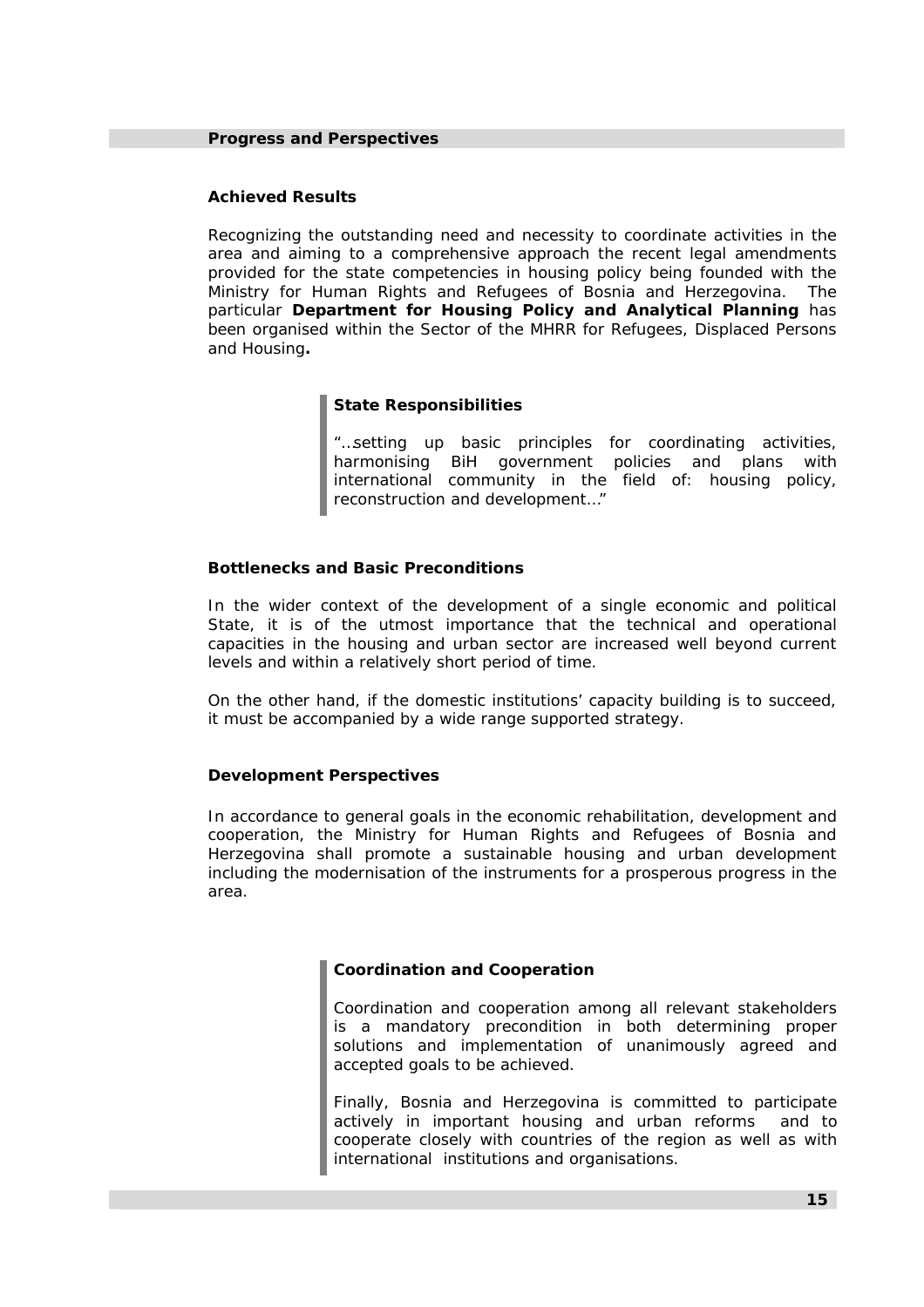## Progress and Perspectives

### Achieved Results

Recognizing the outstanding need and necessity to coordinate activities in the area and aiming to a comprehensive approach the recent legal amendments provided for the state competencies in housing policy being founded with the Ministry for Human Rights and Refugees of Bosnia and Herzegovina. The particular **Department for Housing Policy and Analytical Planning** has been organised within the Sector of the MHRR for Refugees, Displaced Persons and Housing**.**

> **State Responsibilities**
>
> "...setting up basic principles for coordinating activities, harmonising BiH government policies and plans with international community in the field of: housing policy, reconstruction and development..."

### Bottlenecks and Basic Preconditions

In the wider context of the development of a single economic and political State, it is of the utmost importance that the technical and operational capacities in the housing and urban sector are increased well beyond current levels and within a relatively short period of time.

On the other hand, if the domestic institutions' capacity building is to succeed, it must be accompanied by a wide range supported strategy.

### Development Perspectives

In accordance to general goals in the economic rehabilitation, development and cooperation, the Ministry for Human Rights and Refugees of Bosnia and Herzegovina shall promote a sustainable housing and urban development including the modernisation of the instruments for a prosperous progress in the area.

> **Coordination and Cooperation**
>
> Coordination and cooperation among all relevant stakeholders is a mandatory precondition in both determining proper solutions and implementation of unanimously agreed and accepted goals to be achieved.
>
> Finally, Bosnia and Herzegovina is committed to participate actively in important housing and urban reforms and to cooperate closely with countries of the region as well as with international institutions and organisations.